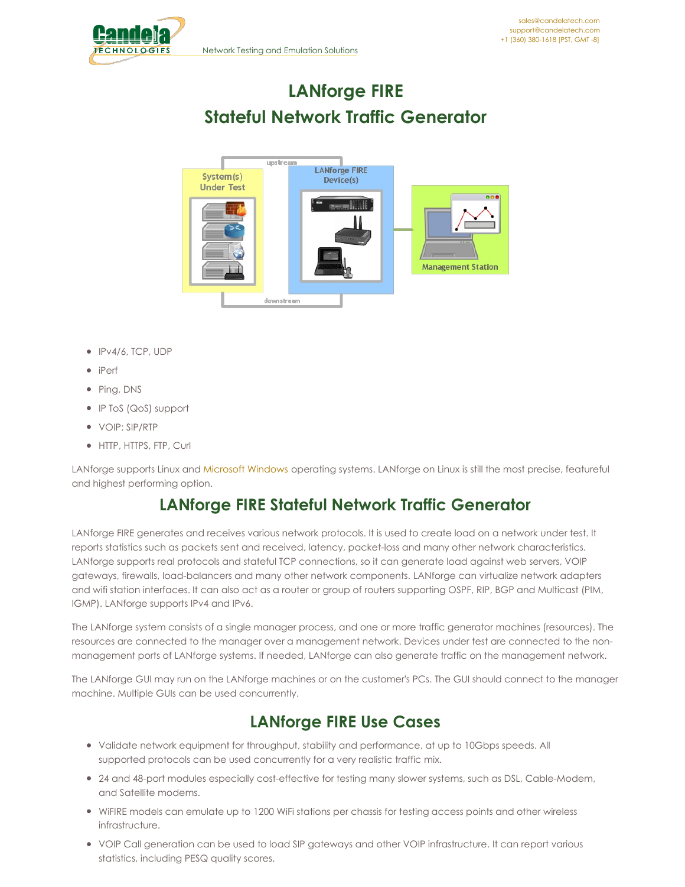# LANforge FIRE
# Stateful Network Traffic Generator

- IPv4/6, TCP, UDP
- iPerf
- Ping, DNS
- IP ToS (QoS) support
- VOIP: SIP/RTP
- HTTP, HTTPS, FTP, Curl

LANforge supports Linux and Microsoft Windows operating systems. LANforge on Linux is still the most precise, featureful and highest performing option.

## LANforge FIRE Stateful Network Traffic Generator

LANforge FIRE generates and receives various network protocols. It is used to create load on a network under test. It reports statistics such as packets sent and received, latency, packet-loss and many other network characteristics. LANforge supports real protocols and stateful TCP connections, so it can generate load against web servers, VOIP gateways, firewalls, load-balancers and many other network components. LANforge can virtualize network adapters and wifi station interfaces. It can also act as a router or group of routers supporting OSPF, RIP, BGP and Multicast (PIM, IGMP). LANforge supports IPv4 and IPv6.

The LANforge system consists of a single manager process, and one or more traffic generator machines (resources). The resources are connected to the manager over a management network. Devices under test are connected to the non-management ports of LANforge systems. If needed, LANforge can also generate traffic on the management network.

The LANforge GUI may run on the LANforge machines or on the customer's PCs. The GUI should connect to the manager machine. Multiple GUIs can be used concurrently.

## LANforge FIRE Use Cases

- Validate network equipment for throughput, stability and performance, at up to 10Gbps speeds. All supported protocols can be used concurrently for a very realistic traffic mix.
- 24 and 48-port modules especially cost-effective for testing many slower systems, such as DSL, Cable-Modem, and Satellite modems.
- WiFIRE models can emulate up to 1200 WiFi stations per chassis for testing access points and other wireless infrastructure.
- VOIP Call generation can be used to load SIP gateways and other VOIP infrastructure. It can report various statistics, including PESQ quality scores.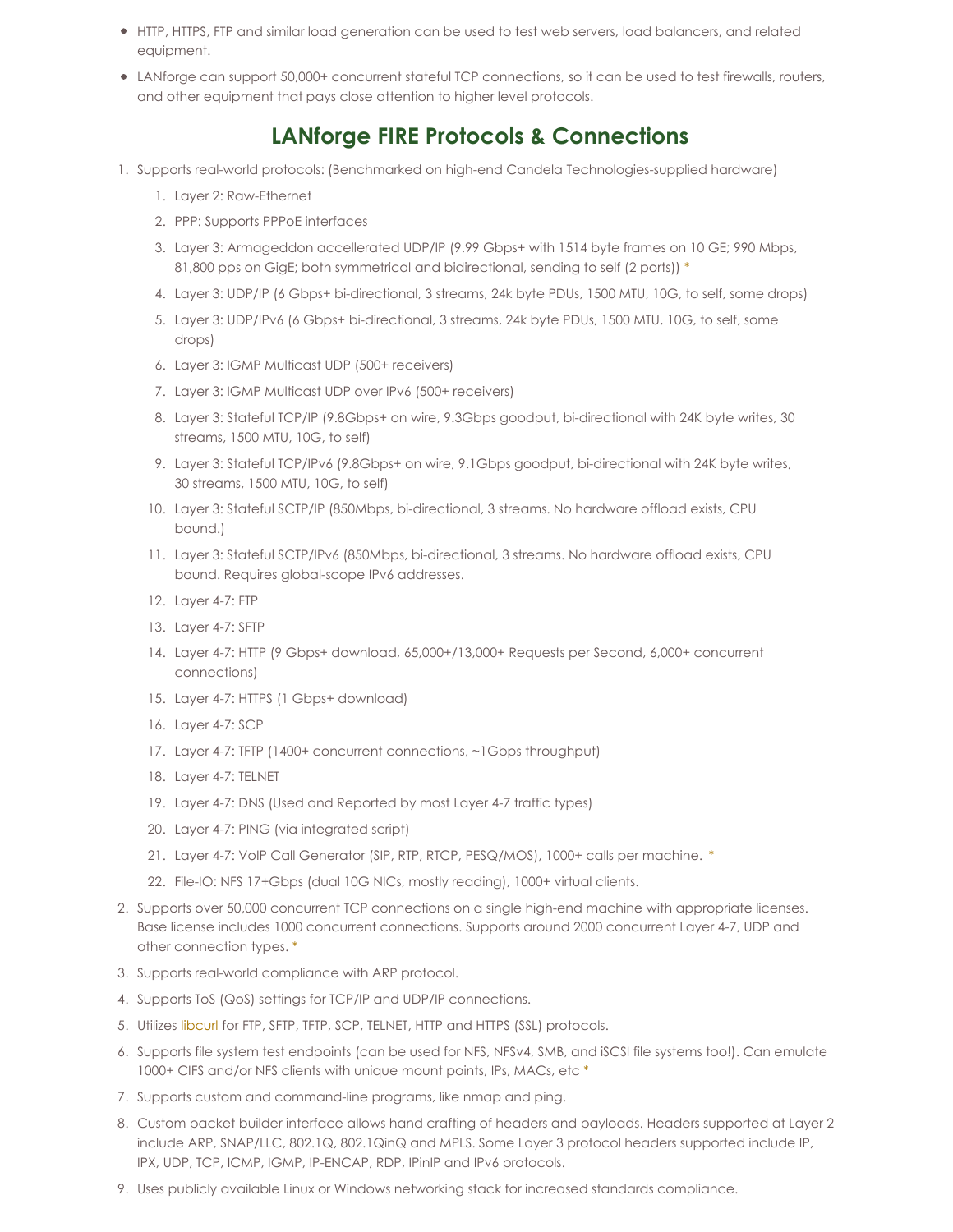- HTTP, HTTPS, FTP and similar load generation can be used to test web servers, load balancers, and related equipment.
- LANforge can support 50,000+ concurrent stateful TCP connections, so it can be used to test firewalls, routers, and other equipment that pays close attention to higher level protocols.

## LANforge FIRE Protocols & Connections

1. Supports real-world protocols: (Benchmarked on high-end Candela Technologies-supplied hardware)
    1. Layer 2: Raw-Ethernet
    2. PPP: Supports PPPoE interfaces
    3. Layer 3: Armageddon accellerated UDP/IP (9.99 Gbps+ with 1514 byte frames on 10 GE; 990 Mbps, 81,800 pps on GigE; both symmetrical and bidirectional, sending to self (2 ports)) *
    4. Layer 3: UDP/IP (6 Gbps+ bi-directional, 3 streams, 24k byte PDUs, 1500 MTU, 10G, to self, some drops)
    5. Layer 3: UDP/IPv6 (6 Gbps+ bi-directional, 3 streams, 24k byte PDUs, 1500 MTU, 10G, to self, some drops)
    6. Layer 3: IGMP Multicast UDP (500+ receivers)
    7. Layer 3: IGMP Multicast UDP over IPv6 (500+ receivers)
    8. Layer 3: Stateful TCP/IP (9.8Gbps+ on wire, 9.3Gbps goodput, bi-directional with 24K byte writes, 30 streams, 1500 MTU, 10G, to self)
    9. Layer 3: Stateful TCP/IPv6 (9.8Gbps+ on wire, 9.1Gbps goodput, bi-directional with 24K byte writes, 30 streams, 1500 MTU, 10G, to self)
    10. Layer 3: Stateful SCTP/IP (850Mbps, bi-directional, 3 streams. No hardware offload exists, CPU bound.)
    11. Layer 3: Stateful SCTP/IPv6 (850Mbps, bi-directional, 3 streams. No hardware offload exists, CPU bound. Requires global-scope IPv6 addresses.
    12. Layer 4-7: FTP
    13. Layer 4-7: SFTP
    14. Layer 4-7: HTTP (9 Gbps+ download, 65,000+/13,000+ Requests per Second, 6,000+ concurrent connections)
    15. Layer 4-7: HTTPS (1 Gbps+ download)
    16. Layer 4-7: SCP
    17. Layer 4-7: TFTP (1400+ concurrent connections, ~1Gbps throughput)
    18. Layer 4-7: TELNET
    19. Layer 4-7: DNS (Used and Reported by most Layer 4-7 traffic types)
    20. Layer 4-7: PING (via integrated script)
    21. Layer 4-7: VoIP Call Generator (SIP, RTP, RTCP, PESQ/MOS), 1000+ calls per machine. *
    22. File-IO: NFS 17+Gbps (dual 10G NICs, mostly reading), 1000+ virtual clients.
2. Supports over 50,000 concurrent TCP connections on a single high-end machine with appropriate licenses. Base license includes 1000 concurrent connections. Supports around 2000 concurrent Layer 4-7, UDP and other connection types. *
3. Supports real-world compliance with ARP protocol.
4. Supports ToS (QoS) settings for TCP/IP and UDP/IP connections.
5. Utilizes libcurl for FTP, SFTP, TFTP, SCP, TELNET, HTTP and HTTPS (SSL) protocols.
6. Supports file system test endpoints (can be used for NFS, NFSv4, SMB, and iSCSI file systems too!). Can emulate 1000+ CIFS and/or NFS clients with unique mount points, IPs, MACs, etc *
7. Supports custom and command-line programs, like nmap and ping.
8. Custom packet builder interface allows hand crafting of headers and payloads. Headers supported at Layer 2 include ARP, SNAP/LLC, 802.1Q, 802.1QinQ and MPLS. Some Layer 3 protocol headers supported include IP, IPX, UDP, TCP, ICMP, IGMP, IP-ENCAP, RDP, IPinIP and IPv6 protocols.
9. Uses publicly available Linux or Windows networking stack for increased standards compliance.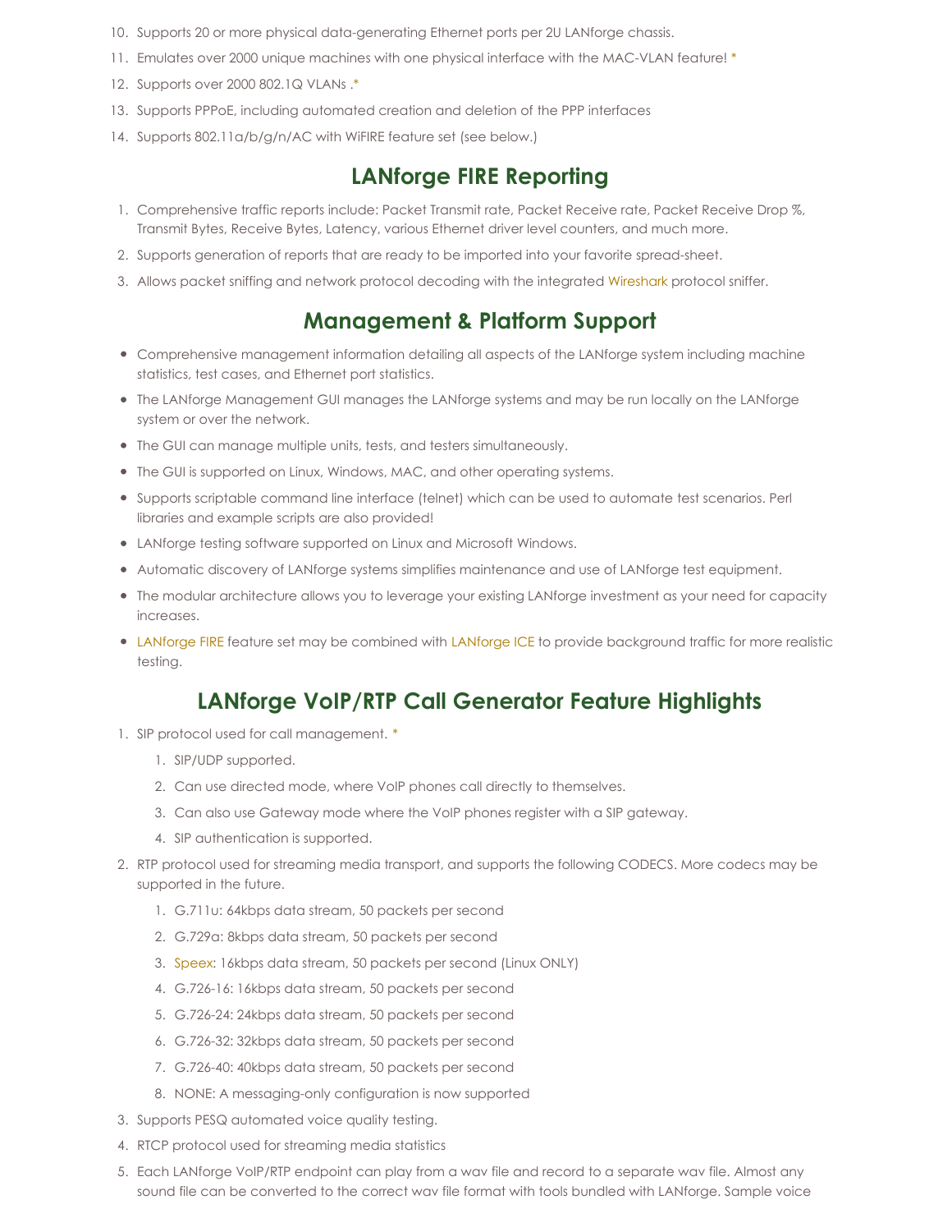10. Supports 20 or more physical data-generating Ethernet ports per 2U LANforge chassis.
11. Emulates over 2000 unique machines with one physical interface with the MAC-VLAN feature! *
12. Supports over 2000 802.1Q VLANs .*
13. Supports PPPoE, including automated creation and deletion of the PPP interfaces
14. Supports 802.11a/b/g/n/AC with WiFIRE feature set (see below.)

## LANforge FIRE Reporting

1. Comprehensive traffic reports include: Packet Transmit rate, Packet Receive rate, Packet Receive Drop %, Transmit Bytes, Receive Bytes, Latency, various Ethernet driver level counters, and much more.
2. Supports generation of reports that are ready to be imported into your favorite spread-sheet.
3. Allows packet sniffing and network protocol decoding with the integrated Wireshark protocol sniffer.

## Management & Platform Support

- Comprehensive management information detailing all aspects of the LANforge system including machine statistics, test cases, and Ethernet port statistics.
- The LANforge Management GUI manages the LANforge systems and may be run locally on the LANforge system or over the network.
- The GUI can manage multiple units, tests, and testers simultaneously.
- The GUI is supported on Linux, Windows, MAC, and other operating systems.
- Supports scriptable command line interface (telnet) which can be used to automate test scenarios. Perl libraries and example scripts are also provided!
- LANforge testing software supported on Linux and Microsoft Windows.
- Automatic discovery of LANforge systems simplifies maintenance and use of LANforge test equipment.
- The modular architecture allows you to leverage your existing LANforge investment as your need for capacity increases.
- LANforge FIRE feature set may be combined with LANforge ICE to provide background traffic for more realistic testing.

## LANforge VoIP/RTP Call Generator Feature Highlights

1. SIP protocol used for call management. *
   1. SIP/UDP supported.
   2. Can use directed mode, where VoIP phones call directly to themselves.
   3. Can also use Gateway mode where the VoIP phones register with a SIP gateway.
   4. SIP authentication is supported.
2. RTP protocol used for streaming media transport, and supports the following CODECS. More codecs may be supported in the future.
   1. G.711u: 64kbps data stream, 50 packets per second
   2. G.729a: 8kbps data stream, 50 packets per second
   3. Speex: 16kbps data stream, 50 packets per second (Linux ONLY)
   4. G.726-16: 16kbps data stream, 50 packets per second
   5. G.726-24: 24kbps data stream, 50 packets per second
   6. G.726-32: 32kbps data stream, 50 packets per second
   7. G.726-40: 40kbps data stream, 50 packets per second
   8. NONE: A messaging-only configuration is now supported
3. Supports PESQ automated voice quality testing.
4. RTCP protocol used for streaming media statistics
5. Each LANforge VoIP/RTP endpoint can play from a wav file and record to a separate wav file. Almost any sound file can be converted to the correct wav file format with tools bundled with LANforge. Sample voice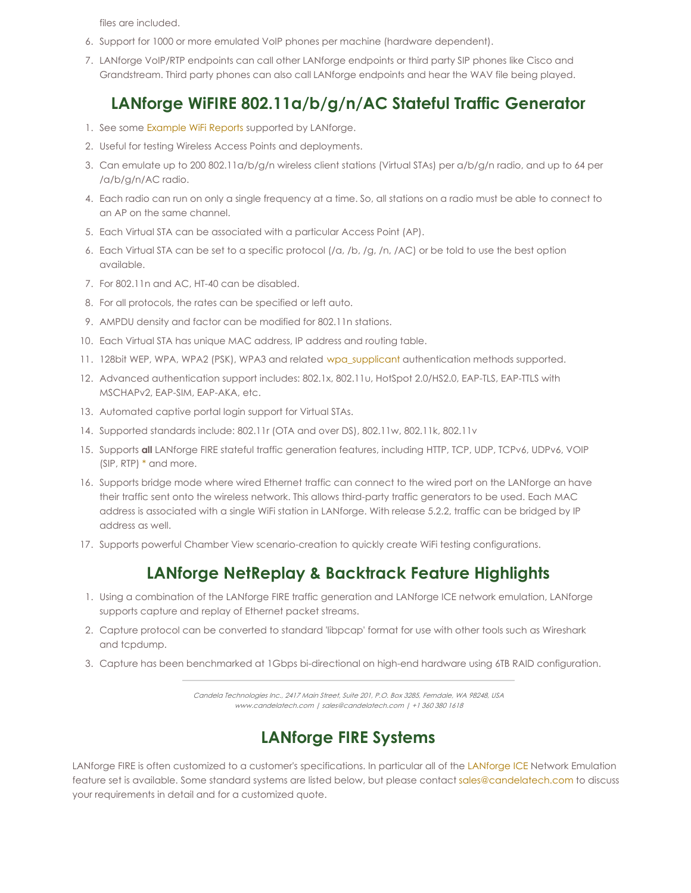files are included.

6. Support for 1000 or more emulated VoIP phones per machine (hardware dependent).
7. LANforge VoIP/RTP endpoints can call other LANforge endpoints or third party SIP phones like Cisco and Grandstream. Third party phones can also call LANforge endpoints and hear the WAV file being played.

## LANforge WiFIRE 802.11a/b/g/n/AC Stateful Traffic Generator

1. See some Example WiFi Reports supported by LANforge.
2. Useful for testing Wireless Access Points and deployments.
3. Can emulate up to 200 802.11a/b/g/n wireless client stations (Virtual STAs) per a/b/g/n radio, and up to 64 per /a/b/g/n/AC radio.
4. Each radio can run on only a single frequency at a time. So, all stations on a radio must be able to connect to an AP on the same channel.
5. Each Virtual STA can be associated with a particular Access Point (AP).
6. Each Virtual STA can be set to a specific protocol (/a, /b, /g, /n, /AC) or be told to use the best option available.
7. For 802.11n and AC, HT-40 can be disabled.
8. For all protocols, the rates can be specified or left auto.
9. AMPDU density and factor can be modified for 802.11n stations.
10. Each Virtual STA has unique MAC address, IP address and routing table.
11. 128bit WEP, WPA, WPA2 (PSK), WPA3 and related wpa_supplicant authentication methods supported.
12. Advanced authentication support includes: 802.1x, 802.11u, HotSpot 2.0/HS2.0, EAP-TLS, EAP-TTLS with MSCHAPv2, EAP-SIM, EAP-AKA, etc.
13. Automated captive portal login support for Virtual STAs.
14. Supported standards include: 802.11r (OTA and over DS), 802.11w, 802.11k, 802.11v
15. Supports **all** LANforge FIRE stateful traffic generation features, including HTTP, TCP, UDP, TCPv6, UDPv6, VOIP (SIP, RTP) * and more.
16. Supports bridge mode where wired Ethernet traffic can connect to the wired port on the LANforge an have their traffic sent onto the wireless network. This allows third-party traffic generators to be used. Each MAC address is associated with a single WiFi station in LANforge. With release 5.2.2, traffic can be bridged by IP address as well.
17. Supports powerful Chamber View scenario-creation to quickly create WiFi testing configurations.

## LANforge NetReplay & Backtrack Feature Highlights

1. Using a combination of the LANforge FIRE traffic generation and LANforge ICE network emulation, LANforge supports capture and replay of Ethernet packet streams.
2. Capture protocol can be converted to standard 'libpcap' format for use with other tools such as Wireshark and tcpdump.
3. Capture has been benchmarked at 1Gbps bi-directional on high-end hardware using 6TB RAID configuration.

## LANforge FIRE Systems

LANforge FIRE is often customized to a customer's specifications. In particular all of the LANforge ICE Network Emulation feature set is available. Some standard systems are listed below, but please contact sales@candelatech.com to discuss your requirements in detail and for a customized quote.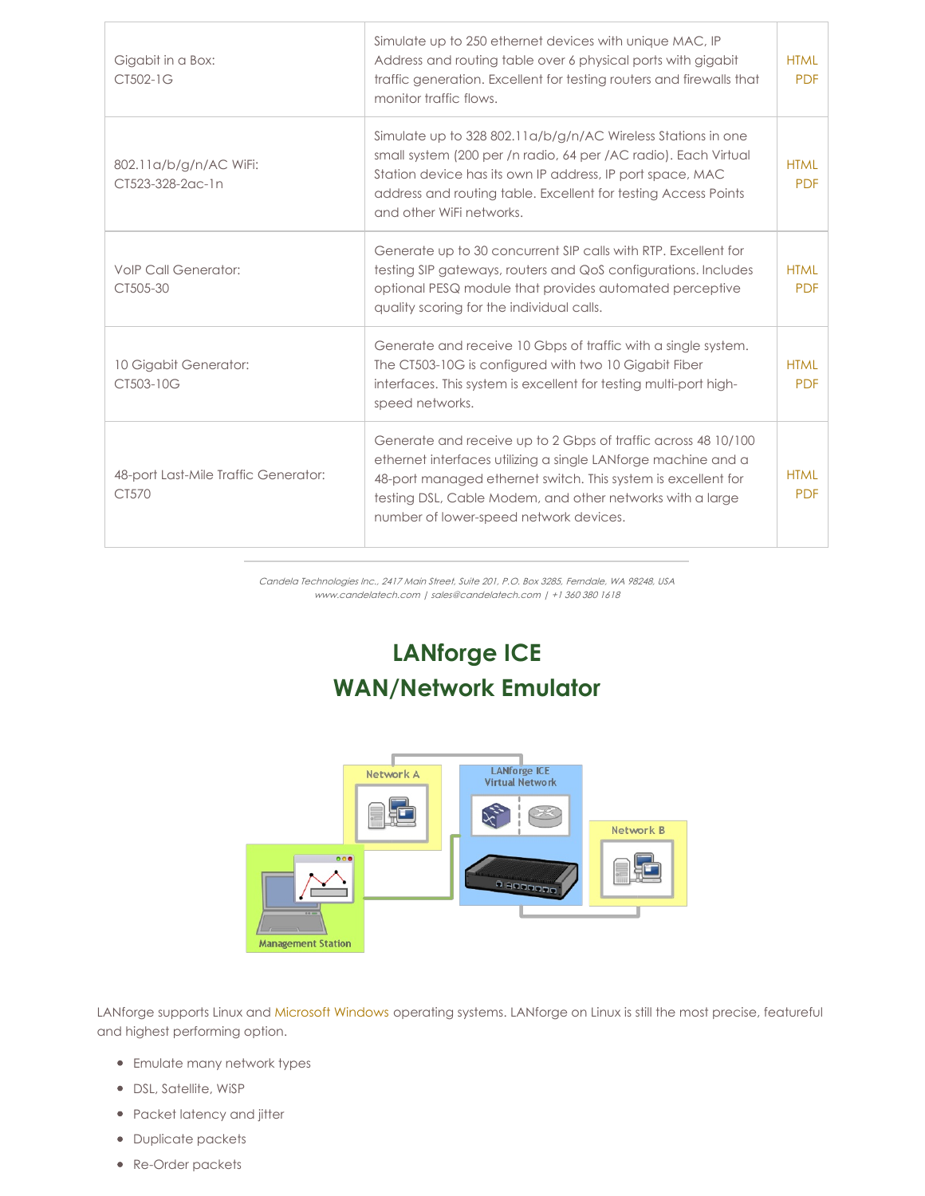| | | |
|---|---|---|
| Gigabit in a Box:<br>CT502-1G | Simulate up to 250 ethernet devices with unique MAC, IP Address and routing table over 6 physical ports with gigabit traffic generation. Excellent for testing routers and firewalls that monitor traffic flows. | HTML<br>PDF |
| 802.11a/b/g/n/AC WiFi:<br>CT523-328-2ac-1n | Simulate up to 328 802.11a/b/g/n/AC Wireless Stations in one small system (200 per /n radio, 64 per /AC radio). Each Virtual Station device has its own IP address, IP port space, MAC address and routing table. Excellent for testing Access Points and other WiFi networks. | HTML<br>PDF |
| VoIP Call Generator:<br>CT505-30 | Generate up to 30 concurrent SIP calls with RTP. Excellent for testing SIP gateways, routers and QoS configurations. Includes optional PESQ module that provides automated perceptive quality scoring for the individual calls. | HTML<br>PDF |
| 10 Gigabit Generator:<br>CT503-10G | Generate and receive 10 Gbps of traffic with a single system. The CT503-10G is configured with two 10 Gigabit Fiber interfaces. This system is excellent for testing multi-port high-speed networks. | HTML<br>PDF |
| 48-port Last-Mile Traffic Generator:<br>CT570 | Generate and receive up to 2 Gbps of traffic across 48 10/100 ethernet interfaces utilizing a single LANforge machine and a 48-port managed ethernet switch. This system is excellent for testing DSL, Cable Modem, and other networks with a large number of lower-speed network devices. | HTML<br>PDF |

*Candela Technologies Inc., 2417 Main Street, Suite 201, P.O. Box 3285, Ferndale, WA 98248, USA*
*www.candelatech.com | sales@candelatech.com | +1 360 380 1618*

# LANforge ICE
# WAN/Network Emulator

LANforge supports Linux and Microsoft Windows operating systems. LANforge on Linux is still the most precise, featureful and highest performing option.

- Emulate many network types
- DSL, Satellite, WiSP
- Packet latency and jitter
- Duplicate packets
- Re-Order packets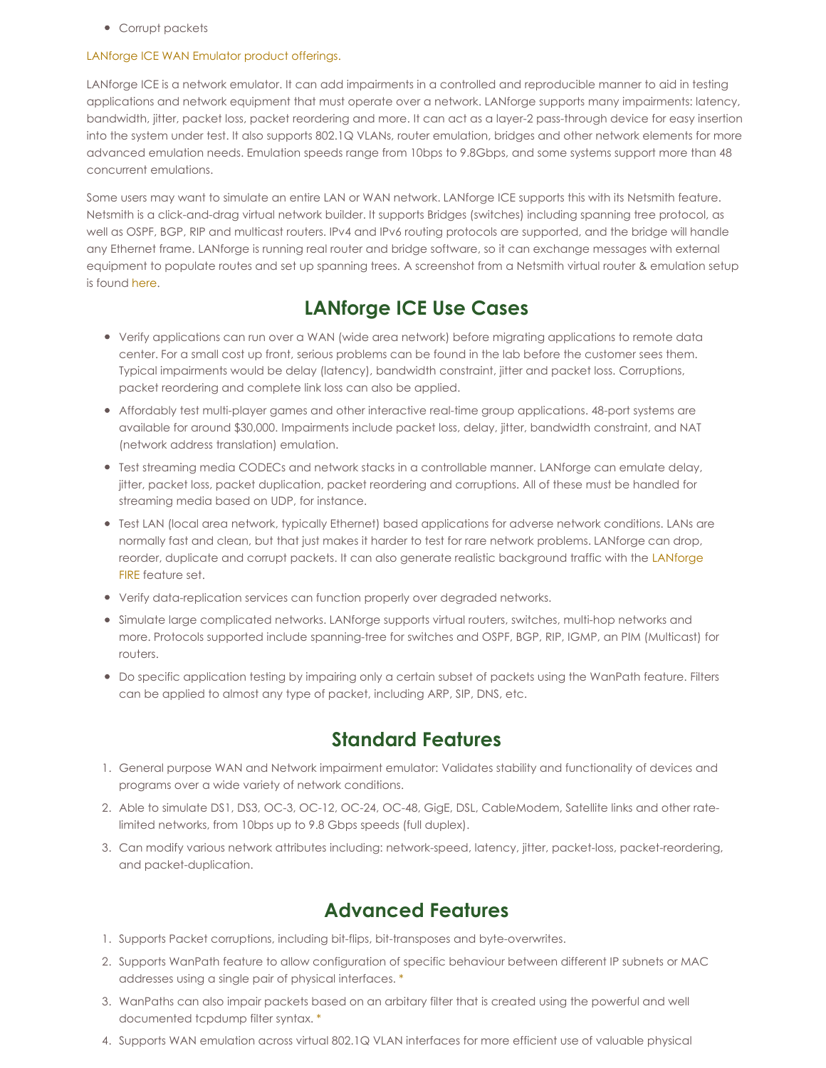- Corrupt packets

LANforge ICE WAN Emulator product offerings.

LANforge ICE is a network emulator. It can add impairments in a controlled and reproducible manner to aid in testing applications and network equipment that must operate over a network. LANforge supports many impairments: latency, bandwidth, jitter, packet loss, packet reordering and more. It can act as a layer-2 pass-through device for easy insertion into the system under test. It also supports 802.1Q VLANs, router emulation, bridges and other network elements for more advanced emulation needs. Emulation speeds range from 10bps to 9.8Gbps, and some systems support more than 48 concurrent emulations.

Some users may want to simulate an entire LAN or WAN network. LANforge ICE supports this with its Netsmith feature. Netsmith is a click-and-drag virtual network builder. It supports Bridges (switches) including spanning tree protocol, as well as OSPF, BGP, RIP and multicast routers. IPv4 and IPv6 routing protocols are supported, and the bridge will handle any Ethernet frame. LANforge is running real router and bridge software, so it can exchange messages with external equipment to populate routes and set up spanning trees. A screenshot from a Netsmith virtual router & emulation setup is found here.

## LANforge ICE Use Cases

- Verify applications can run over a WAN (wide area network) before migrating applications to remote data center. For a small cost up front, serious problems can be found in the lab before the customer sees them. Typical impairments would be delay (latency), bandwidth constraint, jitter and packet loss. Corruptions, packet reordering and complete link loss can also be applied.
- Affordably test multi-player games and other interactive real-time group applications. 48-port systems are available for around $30,000. Impairments include packet loss, delay, jitter, bandwidth constraint, and NAT (network address translation) emulation.
- Test streaming media CODECs and network stacks in a controllable manner. LANforge can emulate delay, jitter, packet loss, packet duplication, packet reordering and corruptions. All of these must be handled for streaming media based on UDP, for instance.
- Test LAN (local area network, typically Ethernet) based applications for adverse network conditions. LANs are normally fast and clean, but that just makes it harder to test for rare network problems. LANforge can drop, reorder, duplicate and corrupt packets. It can also generate realistic background traffic with the LANforge FIRE feature set.
- Verify data-replication services can function properly over degraded networks.
- Simulate large complicated networks. LANforge supports virtual routers, switches, multi-hop networks and more. Protocols supported include spanning-tree for switches and OSPF, BGP, RIP, IGMP, an PIM (Multicast) for routers.
- Do specific application testing by impairing only a certain subset of packets using the WanPath feature. Filters can be applied to almost any type of packet, including ARP, SIP, DNS, etc.

## Standard Features

1. General purpose WAN and Network impairment emulator: Validates stability and functionality of devices and programs over a wide variety of network conditions.
2. Able to simulate DS1, DS3, OC-3, OC-12, OC-24, OC-48, GigE, DSL, CableModem, Satellite links and other rate-limited networks, from 10bps up to 9.8 Gbps speeds (full duplex).
3. Can modify various network attributes including: network-speed, latency, jitter, packet-loss, packet-reordering, and packet-duplication.

## Advanced Features

1. Supports Packet corruptions, including bit-flips, bit-transposes and byte-overwrites.
2. Supports WanPath feature to allow configuration of specific behaviour between different IP subnets or MAC addresses using a single pair of physical interfaces. *
3. WanPaths can also impair packets based on an arbitary filter that is created using the powerful and well documented tcpdump filter syntax. *
4. Supports WAN emulation across virtual 802.1Q VLAN interfaces for more efficient use of valuable physical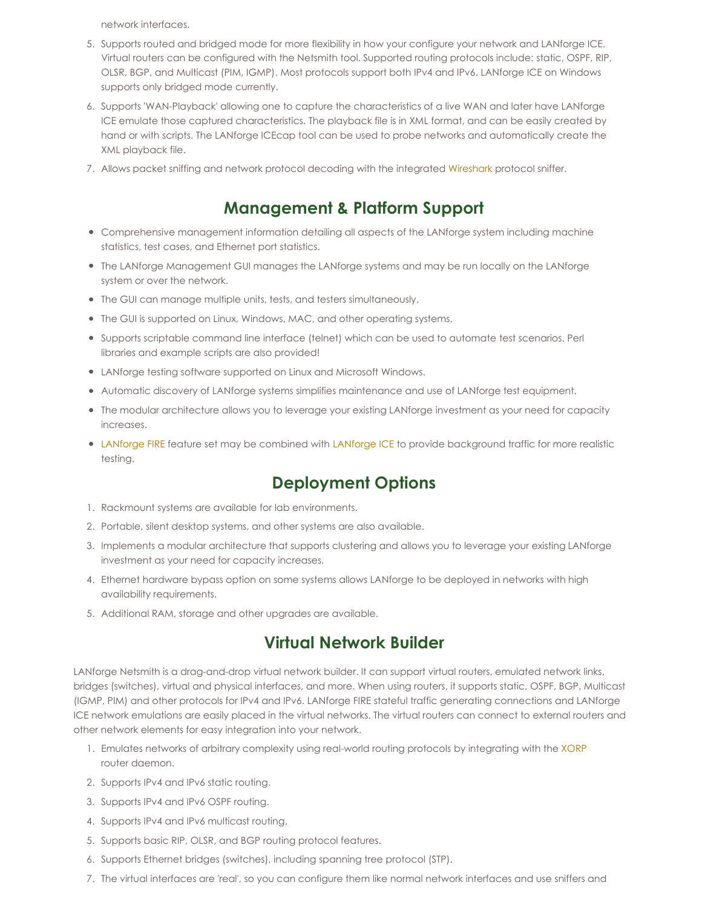network interfaces.

5. Supports routed and bridged mode for more flexibility in how your configure your network and LANforge ICE. Virtual routers can be configured with the Netsmith tool. Supported routing protocols include: static, OSPF, RIP, OLSR, BGP, and Multicast (PIM, IGMP). Most protocols support both IPv4 and IPv6. LANforge ICE on Windows supports only bridged mode currently.
6. Supports 'WAN-Playback' allowing one to capture the characteristics of a live WAN and later have LANforge ICE emulate those captured characteristics. The playback file is in XML format, and can be easily created by hand or with scripts. The LANforge ICEcap tool can be used to probe networks and automatically create the XML playback file.
7. Allows packet sniffing and network protocol decoding with the integrated Wireshark protocol sniffer.

## Management & Platform Support

- Comprehensive management information detailing all aspects of the LANforge system including machine statistics, test cases, and Ethernet port statistics.
- The LANforge Management GUI manages the LANforge systems and may be run locally on the LANforge system or over the network.
- The GUI can manage multiple units, tests, and testers simultaneously.
- The GUI is supported on Linux, Windows, MAC, and other operating systems.
- Supports scriptable command line interface (telnet) which can be used to automate test scenarios. Perl libraries and example scripts are also provided!
- LANforge testing software supported on Linux and Microsoft Windows.
- Automatic discovery of LANforge systems simplifies maintenance and use of LANforge test equipment.
- The modular architecture allows you to leverage your existing LANforge investment as your need for capacity increases.
- LANforge FIRE feature set may be combined with LANforge ICE to provide background traffic for more realistic testing.

## Deployment Options

1. Rackmount systems are available for lab environments.
2. Portable, silent desktop systems, and other systems are also available.
3. Implements a modular architecture that supports clustering and allows you to leverage your existing LANforge investment as your need for capacity increases.
4. Ethernet hardware bypass option on some systems allows LANforge to be deployed in networks with high availability requirements.
5. Additional RAM, storage and other upgrades are available.

## Virtual Network Builder

LANforge Netsmith is a drag-and-drop virtual network builder. It can support virtual routers, emulated network links, bridges (switches), virtual and physical interfaces, and more. When using routers, it supports static, OSPF, BGP, Multicast (IGMP, PIM) and other protocols for IPv4 and IPv6. LANforge FIRE stateful traffic generating connections and LANforge ICE network emulations are easily placed in the virtual networks. The virtual routers can connect to external routers and other network elements for easy integration into your network.

1. Emulates networks of arbitrary complexity using real-world routing protocols by integrating with the XORP router daemon.
2. Supports IPv4 and IPv6 static routing.
3. Supports IPv4 and IPv6 OSPF routing.
4. Supports IPv4 and IPv6 multicast routing.
5. Supports basic RIP, OLSR, and BGP routing protocol features.
6. Supports Ethernet bridges (switches), including spanning tree protocol (STP).
7. The virtual interfaces are 'real', so you can configure them like normal network interfaces and use sniffers and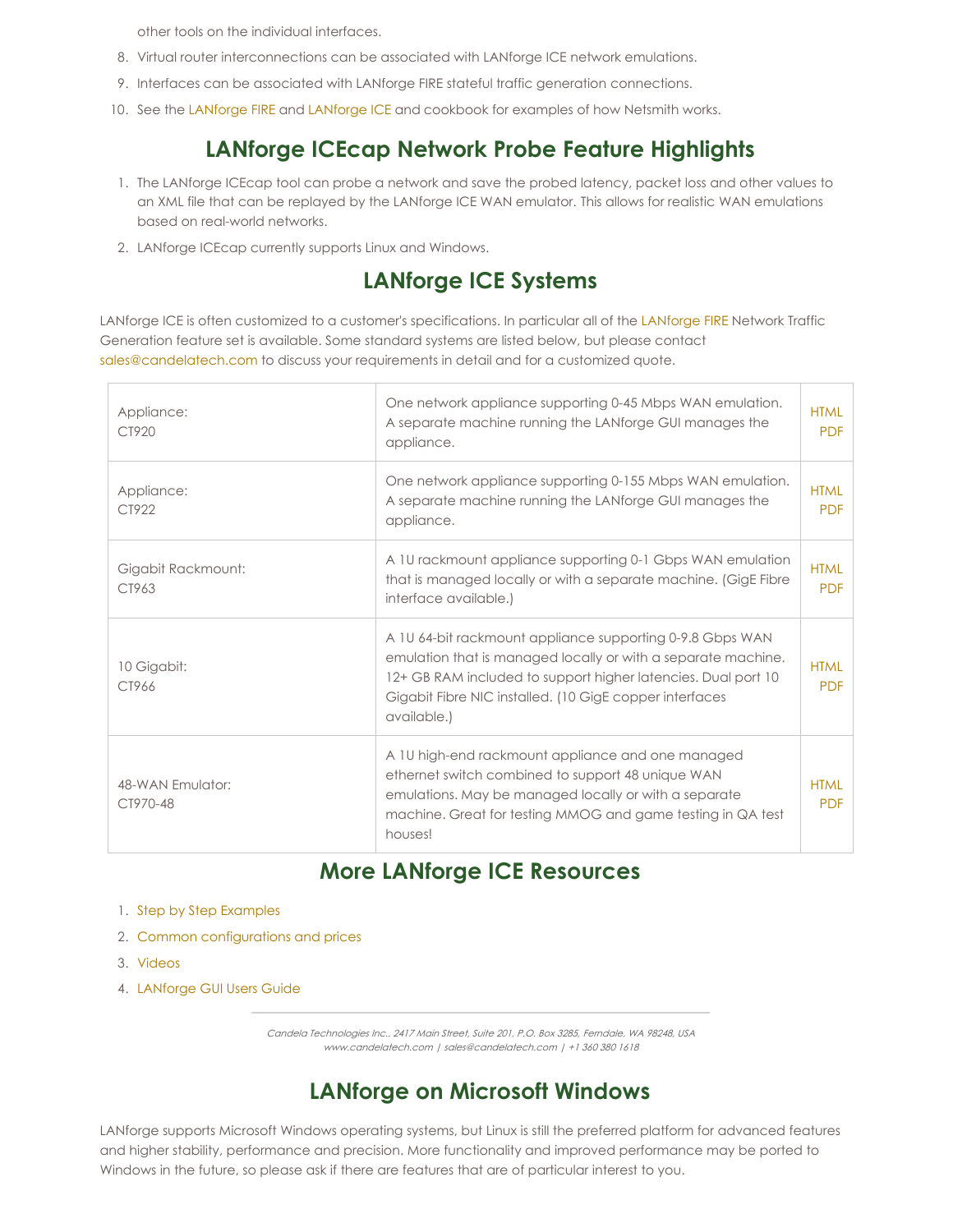other tools on the individual interfaces.

8. Virtual router interconnections can be associated with LANforge ICE network emulations.
9. Interfaces can be associated with LANforge FIRE stateful traffic generation connections.
10. See the LANforge FIRE and LANforge ICE and cookbook for examples of how Netsmith works.

## LANforge ICEcap Network Probe Feature Highlights

1. The LANforge ICEcap tool can probe a network and save the probed latency, packet loss and other values to an XML file that can be replayed by the LANforge ICE WAN emulator. This allows for realistic WAN emulations based on real-world networks.
2. LANforge ICEcap currently supports Linux and Windows.

## LANforge ICE Systems

LANforge ICE is often customized to a customer's specifications. In particular all of the LANforge FIRE Network Traffic Generation feature set is available. Some standard systems are listed below, but please contact sales@candelatech.com to discuss your requirements in detail and for a customized quote.

| | | |
|---|---|---|
| Appliance:<br>CT920 | One network appliance supporting 0-45 Mbps WAN emulation. A separate machine running the LANforge GUI manages the appliance. | HTML<br>PDF |
| Appliance:<br>CT922 | One network appliance supporting 0-155 Mbps WAN emulation. A separate machine running the LANforge GUI manages the appliance. | HTML<br>PDF |
| Gigabit Rackmount:<br>CT963 | A 1U rackmount appliance supporting 0-1 Gbps WAN emulation that is managed locally or with a separate machine. (GigE Fibre interface available.) | HTML<br>PDF |
| 10 Gigabit:<br>CT966 | A 1U 64-bit rackmount appliance supporting 0-9.8 Gbps WAN emulation that is managed locally or with a separate machine. 12+ GB RAM included to support higher latencies. Dual port 10 Gigabit Fibre NIC installed. (10 GigE copper interfaces available.) | HTML<br>PDF |
| 48-WAN Emulator:<br>CT970-48 | A 1U high-end rackmount appliance and one managed ethernet switch combined to support 48 unique WAN emulations. May be managed locally or with a separate machine. Great for testing MMOG and game testing in QA test houses! | HTML<br>PDF |

## More LANforge ICE Resources

1. Step by Step Examples
2. Common configurations and prices
3. Videos
4. LANforge GUI Users Guide

---

*Candela Technologies Inc., 2417 Main Street, Suite 201, P.O. Box 3285, Ferndale, WA 98248, USA*
*www.candelatech.com | sales@candelatech.com | +1 360 380 1618*

## LANforge on Microsoft Windows

LANforge supports Microsoft Windows operating systems, but Linux is still the preferred platform for advanced features and higher stability, performance and precision. More functionality and improved performance may be ported to Windows in the future, so please ask if there are features that are of particular interest to you.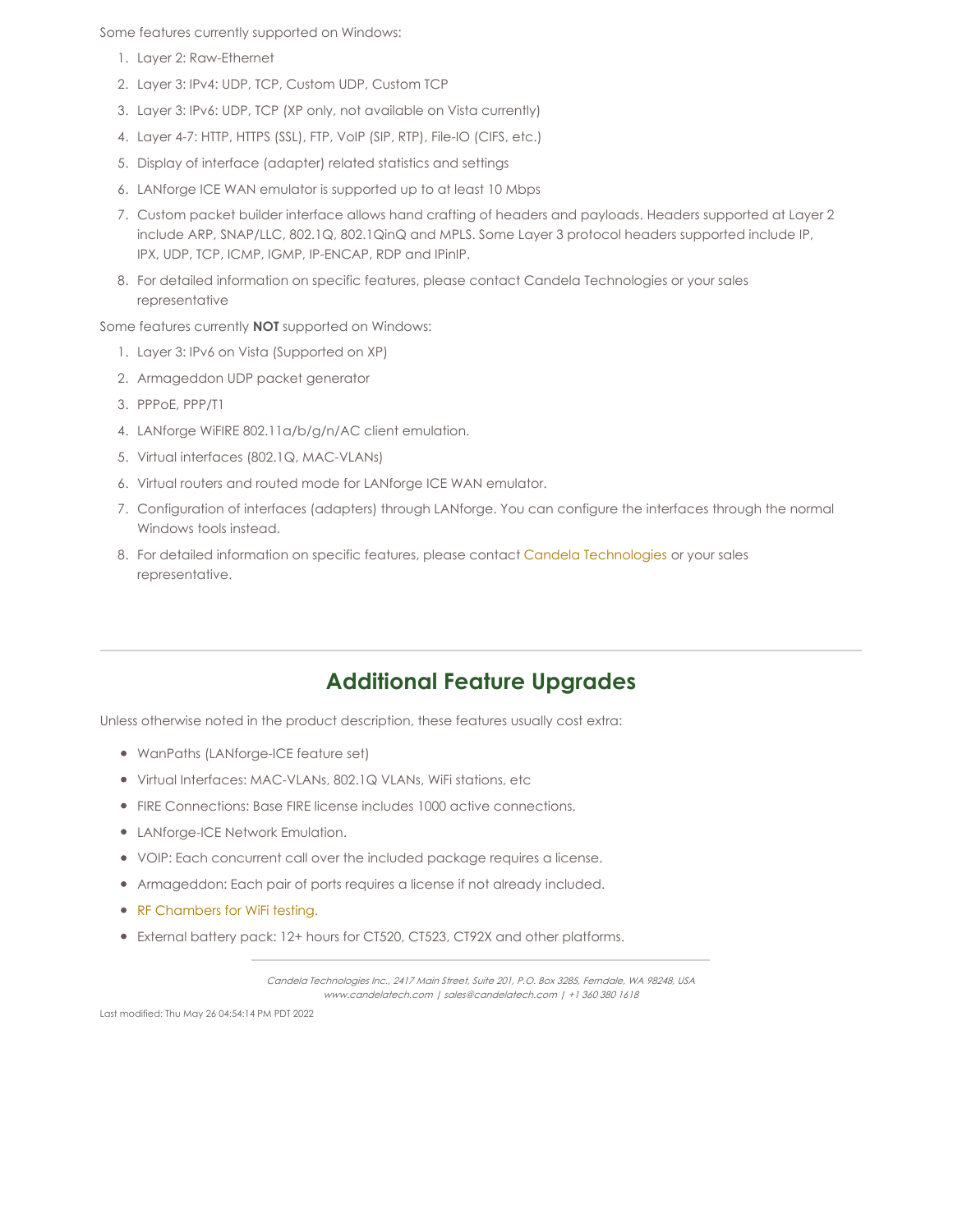Some features currently supported on Windows:

1. Layer 2: Raw-Ethernet
2. Layer 3: IPv4: UDP, TCP, Custom UDP, Custom TCP
3. Layer 3: IPv6: UDP, TCP (XP only, not available on Vista currently)
4. Layer 4-7: HTTP, HTTPS (SSL), FTP, VoIP (SIP, RTP), File-IO (CIFS, etc.)
5. Display of interface (adapter) related statistics and settings
6. LANforge ICE WAN emulator is supported up to at least 10 Mbps
7. Custom packet builder interface allows hand crafting of headers and payloads. Headers supported at Layer 2 include ARP, SNAP/LLC, 802.1Q, 802.1QinQ and MPLS. Some Layer 3 protocol headers supported include IP, IPX, UDP, TCP, ICMP, IGMP, IP-ENCAP, RDP and IPinIP.
8. For detailed information on specific features, please contact Candela Technologies or your sales representative

Some features currently **NOT** supported on Windows:

1. Layer 3: IPv6 on Vista (Supported on XP)
2. Armageddon UDP packet generator
3. PPPoE, PPP/T1
4. LANforge WiFIRE 802.11a/b/g/n/AC client emulation.
5. Virtual interfaces (802.1Q, MAC-VLANs)
6. Virtual routers and routed mode for LANforge ICE WAN emulator.
7. Configuration of interfaces (adapters) through LANforge. You can configure the interfaces through the normal Windows tools instead.
8. For detailed information on specific features, please contact Candela Technologies or your sales representative.

---

## Additional Feature Upgrades

Unless otherwise noted in the product description, these features usually cost extra:

- WanPaths (LANforge-ICE feature set)
- Virtual Interfaces: MAC-VLANs, 802.1Q VLANs, WiFi stations, etc
- FIRE Connections: Base FIRE license includes 1000 active connections.
- LANforge-ICE Network Emulation.
- VOIP: Each concurrent call over the included package requires a license.
- Armageddon: Each pair of ports requires a license if not already included.
- RF Chambers for WiFi testing.
- External battery pack: 12+ hours for CT520, CT523, CT92X and other platforms.

*Candela Technologies Inc., 2417 Main Street, Suite 201, P.O. Box 3285, Ferndale, WA 98248, USA*
*www.candelatech.com | sales@candelatech.com | +1 360 380 1618*

Last modified: Thu May 26 04:54:14 PM PDT 2022